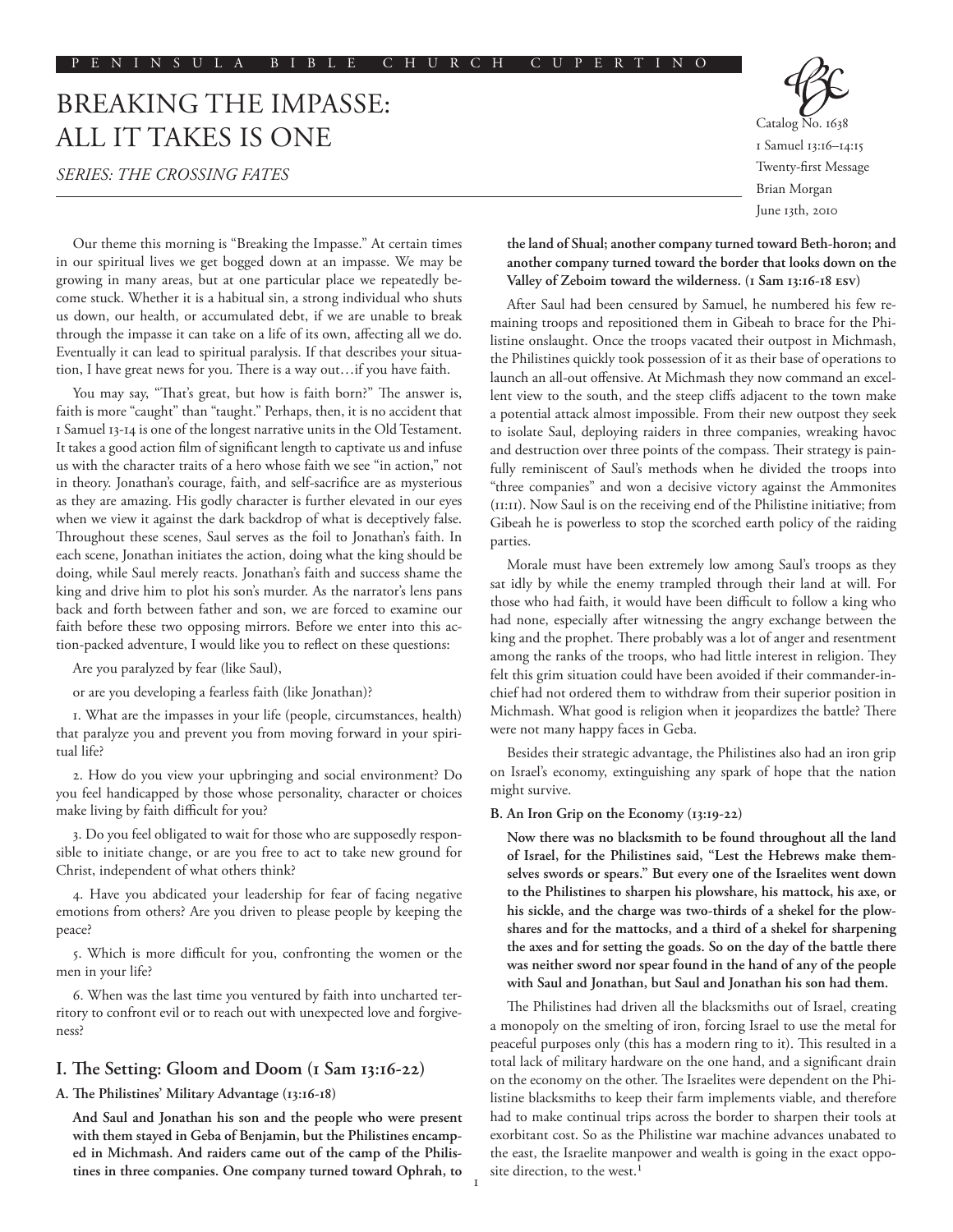# BREAKING THE IMPASSE: ALL IT TAKES IS ONE

*SERIES: THE CROSSING FATES*

Catalog No. 1638
1 Samuel 13:16–14:15
Twenty-first Message
Brian Morgan
June 13th, 2010

Our theme this morning is "Breaking the Impasse." At certain times in our spiritual lives we get bogged down at an impasse. We may be growing in many areas, but at one particular place we repeatedly become stuck. Whether it is a habitual sin, a strong individual who shuts us down, our health, or accumulated debt, if we are unable to break through the impasse it can take on a life of its own, affecting all we do. Eventually it can lead to spiritual paralysis. If that describes your situation, I have great news for you. There is a way out…if you have faith.

You may say, "That's great, but how is faith born?" The answer is, faith is more "caught" than "taught." Perhaps, then, it is no accident that 1 Samuel 13-14 is one of the longest narrative units in the Old Testament. It takes a good action film of significant length to captivate us and infuse us with the character traits of a hero whose faith we see "in action," not in theory. Jonathan's courage, faith, and self-sacrifice are as mysterious as they are amazing. His godly character is further elevated in our eyes when we view it against the dark backdrop of what is deceptively false. Throughout these scenes, Saul serves as the foil to Jonathan's faith. In each scene, Jonathan initiates the action, doing what the king should be doing, while Saul merely reacts. Jonathan's faith and success shame the king and drive him to plot his son's murder. As the narrator's lens pans back and forth between father and son, we are forced to examine our faith before these two opposing mirrors. Before we enter into this action-packed adventure, I would like you to reflect on these questions:

Are you paralyzed by fear (like Saul),

or are you developing a fearless faith (like Jonathan)?

1. What are the impasses in your life (people, circumstances, health) that paralyze you and prevent you from moving forward in your spiritual life?

2. How do you view your upbringing and social environment? Do you feel handicapped by those whose personality, character or choices make living by faith difficult for you?

3. Do you feel obligated to wait for those who are supposedly responsible to initiate change, or are you free to act to take new ground for Christ, independent of what others think?

4. Have you abdicated your leadership for fear of facing negative emotions from others? Are you driven to please people by keeping the peace?

5. Which is more difficult for you, confronting the women or the men in your life?

6. When was the last time you ventured by faith into uncharted territory to confront evil or to reach out with unexpected love and forgiveness?

## I. The Setting: Gloom and Doom (1 Sam 13:16-22)

### A. The Philistines' Military Advantage (13:16-18)

**And Saul and Jonathan his son and the people who were present with them stayed in Geba of Benjamin, but the Philistines encamped in Michmash. And raiders came out of the camp of the Philistines in three companies. One company turned toward Ophrah, to the land of Shual; another company turned toward Beth-horon; and another company turned toward the border that looks down on the Valley of Zeboim toward the wilderness. (1 Sam 13:16-18 ESV)**

After Saul had been censured by Samuel, he numbered his few remaining troops and repositioned them in Gibeah to brace for the Philistine onslaught. Once the troops vacated their outpost in Michmash, the Philistines quickly took possession of it as their base of operations to launch an all-out offensive. At Michmash they now command an excellent view to the south, and the steep cliffs adjacent to the town make a potential attack almost impossible. From their new outpost they seek to isolate Saul, deploying raiders in three companies, wreaking havoc and destruction over three points of the compass. Their strategy is painfully reminiscent of Saul's methods when he divided the troops into "three companies" and won a decisive victory against the Ammonites (11:11). Now Saul is on the receiving end of the Philistine initiative; from Gibeah he is powerless to stop the scorched earth policy of the raiding parties.

Morale must have been extremely low among Saul's troops as they sat idly by while the enemy trampled through their land at will. For those who had faith, it would have been difficult to follow a king who had none, especially after witnessing the angry exchange between the king and the prophet. There probably was a lot of anger and resentment among the ranks of the troops, who had little interest in religion. They felt this grim situation could have been avoided if their commander-in-chief had not ordered them to withdraw from their superior position in Michmash. What good is religion when it jeopardizes the battle? There were not many happy faces in Geba.

Besides their strategic advantage, the Philistines also had an iron grip on Israel's economy, extinguishing any spark of hope that the nation might survive.

### B. An Iron Grip on the Economy (13:19-22)

**Now there was no blacksmith to be found throughout all the land of Israel, for the Philistines said, "Lest the Hebrews make themselves swords or spears." But every one of the Israelites went down to the Philistines to sharpen his plowshare, his mattock, his axe, or his sickle, and the charge was two-thirds of a shekel for the plowshares and for the mattocks, and a third of a shekel for sharpening the axes and for setting the goads. So on the day of the battle there was neither sword nor spear found in the hand of any of the people with Saul and Jonathan, but Saul and Jonathan his son had them.**

The Philistines had driven all the blacksmiths out of Israel, creating a monopoly on the smelting of iron, forcing Israel to use the metal for peaceful purposes only (this has a modern ring to it). This resulted in a total lack of military hardware on the one hand, and a significant drain on the economy on the other. The Israelites were dependent on the Philistine blacksmiths to keep their farm implements viable, and therefore had to make continual trips across the border to sharpen their tools at exorbitant cost. So as the Philistine war machine advances unabated to the east, the Israelite manpower and wealth is going in the exact opposite direction, to the west.[1]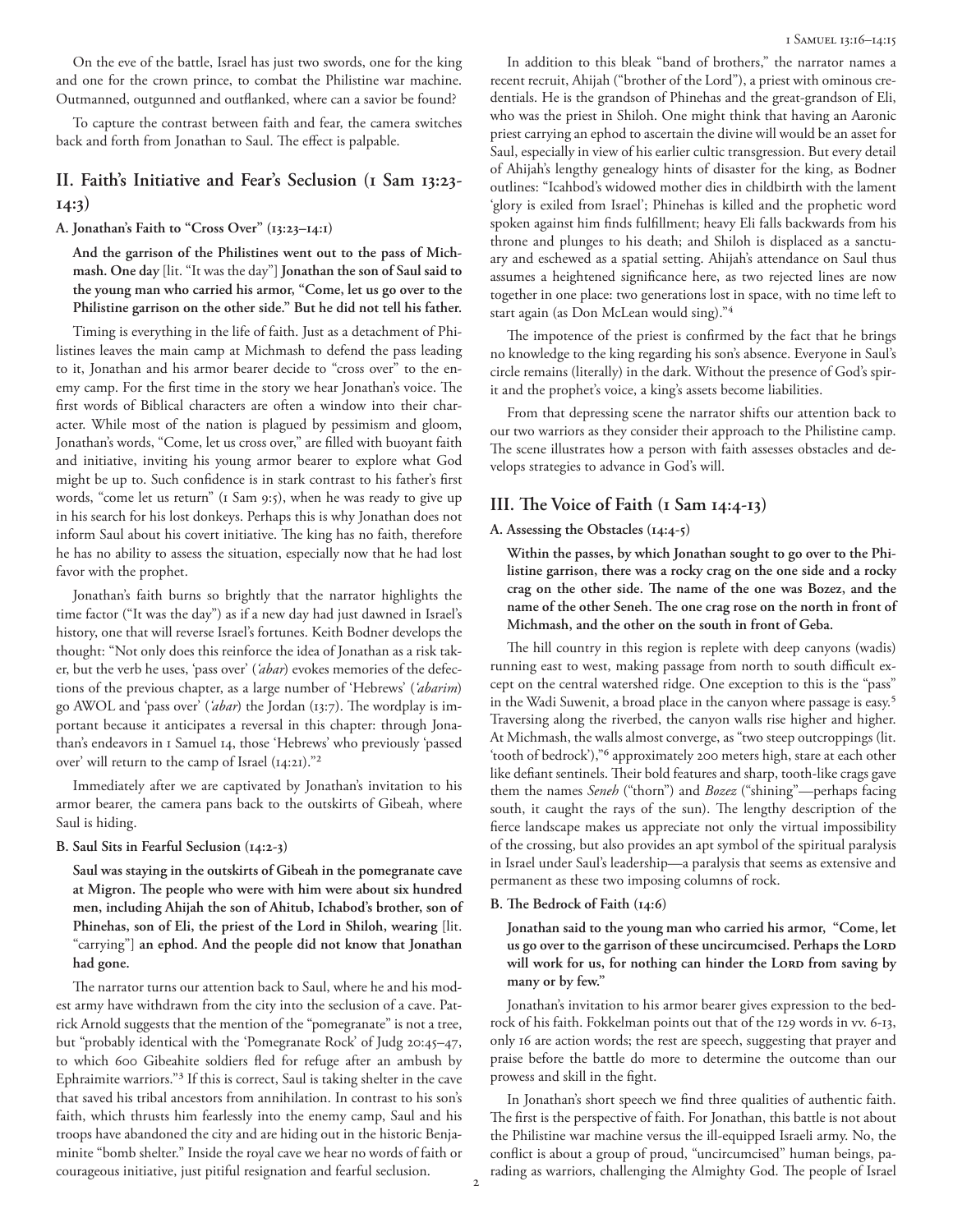On the eve of the battle, Israel has just two swords, one for the king and one for the crown prince, to combat the Philistine war machine. Outmanned, outgunned and outflanked, where can a savior be found?

To capture the contrast between faith and fear, the camera switches back and forth from Jonathan to Saul. The effect is palpable.

## II. Faith's Initiative and Fear's Seclusion (1 Sam 13:23-14:3)

### A. Jonathan's Faith to "Cross Over" (13:23–14:1)

**And the garrison of the Philistines went out to the pass of Michmash. One day** [lit. "It was the day"] **Jonathan the son of Saul said to the young man who carried his armor, "Come, let us go over to the Philistine garrison on the other side." But he did not tell his father.**

Timing is everything in the life of faith. Just as a detachment of Philistines leaves the main camp at Michmash to defend the pass leading to it, Jonathan and his armor bearer decide to "cross over" to the enemy camp. For the first time in the story we hear Jonathan's voice. The first words of Biblical characters are often a window into their character. While most of the nation is plagued by pessimism and gloom, Jonathan's words, "Come, let us cross over," are filled with buoyant faith and initiative, inviting his young armor bearer to explore what God might be up to. Such confidence is in stark contrast to his father's first words, "come let us return" (1 Sam 9:5), when he was ready to give up in his search for his lost donkeys. Perhaps this is why Jonathan does not inform Saul about his covert initiative. The king has no faith, therefore he has no ability to assess the situation, especially now that he had lost favor with the prophet.

Jonathan's faith burns so brightly that the narrator highlights the time factor ("It was the day") as if a new day had just dawned in Israel's history, one that will reverse Israel's fortunes. Keith Bodner develops the thought: "Not only does this reinforce the idea of Jonathan as a risk taker, but the verb he uses, 'pass over' (*'abar*) evokes memories of the defections of the previous chapter, as a large number of 'Hebrews' (*'abarim*) go AWOL and 'pass over' (*'abar*) the Jordan (13:7). The wordplay is important because it anticipates a reversal in this chapter: through Jonathan's endeavors in 1 Samuel 14, those 'Hebrews' who previously 'passed over' will return to the camp of Israel (14:21)."[2]

Immediately after we are captivated by Jonathan's invitation to his armor bearer, the camera pans back to the outskirts of Gibeah, where Saul is hiding.

### B. Saul Sits in Fearful Seclusion (14:2-3)

**Saul was staying in the outskirts of Gibeah in the pomegranate cave at Migron. The people who were with him were about six hundred men, including Ahijah the son of Ahitub, Ichabod's brother, son of Phinehas, son of Eli, the priest of the Lord in Shiloh, wearing** [lit. "carrying"] **an ephod. And the people did not know that Jonathan had gone.**

The narrator turns our attention back to Saul, where he and his modest army have withdrawn from the city into the seclusion of a cave. Patrick Arnold suggests that the mention of the "pomegranate" is not a tree, but "probably identical with the 'Pomegranate Rock' of Judg 20:45–47, to which 600 Gibeahite soldiers fled for refuge after an ambush by Ephraimite warriors."[3] If this is correct, Saul is taking shelter in the cave that saved his tribal ancestors from annihilation. In contrast to his son's faith, which thrusts him fearlessly into the enemy camp, Saul and his troops have abandoned the city and are hiding out in the historic Benjaminite "bomb shelter." Inside the royal cave we hear no words of faith or courageous initiative, just pitiful resignation and fearful seclusion.

In addition to this bleak "band of brothers," the narrator names a recent recruit, Ahijah ("brother of the Lord"), a priest with ominous credentials. He is the grandson of Phinehas and the great-grandson of Eli, who was the priest in Shiloh. One might think that having an Aaronic priest carrying an ephod to ascertain the divine will would be an asset for Saul, especially in view of his earlier cultic transgression. But every detail of Ahijah's lengthy genealogy hints of disaster for the king, as Bodner outlines: "Icahbod's widowed mother dies in childbirth with the lament 'glory is exiled from Israel'; Phinehas is killed and the prophetic word spoken against him finds fulfillment; heavy Eli falls backwards from his throne and plunges to his death; and Shiloh is displaced as a sanctuary and eschewed as a spatial setting. Ahijah's attendance on Saul thus assumes a heightened significance here, as two rejected lines are now together in one place: two generations lost in space, with no time left to start again (as Don McLean would sing)."[4]

The impotence of the priest is confirmed by the fact that he brings no knowledge to the king regarding his son's absence. Everyone in Saul's circle remains (literally) in the dark. Without the presence of God's spirit and the prophet's voice, a king's assets become liabilities.

From that depressing scene the narrator shifts our attention back to our two warriors as they consider their approach to the Philistine camp. The scene illustrates how a person with faith assesses obstacles and develops strategies to advance in God's will.

## III. The Voice of Faith (1 Sam 14:4-13)

### A. Assessing the Obstacles (14:4-5)

**Within the passes, by which Jonathan sought to go over to the Philistine garrison, there was a rocky crag on the one side and a rocky crag on the other side. The name of the one was Bozez, and the name of the other Seneh. The one crag rose on the north in front of Michmash, and the other on the south in front of Geba.**

The hill country in this region is replete with deep canyons (wadis) running east to west, making passage from north to south difficult except on the central watershed ridge. One exception to this is the "pass" in the Wadi Suwenit, a broad place in the canyon where passage is easy.[5] Traversing along the riverbed, the canyon walls rise higher and higher. At Michmash, the walls almost converge, as "two steep outcroppings (lit. 'tooth of bedrock'),"[6] approximately 200 meters high, stare at each other like defiant sentinels. Their bold features and sharp, tooth-like crags gave them the names *Seneh* ("thorn") and *Bozez* ("shining"—perhaps facing south, it caught the rays of the sun). The lengthy description of the fierce landscape makes us appreciate not only the virtual impossibility of the crossing, but also provides an apt symbol of the spiritual paralysis in Israel under Saul's leadership—a paralysis that seems as extensive and permanent as these two imposing columns of rock.

### B. The Bedrock of Faith (14:6)

**Jonathan said to the young man who carried his armor, "Come, let us go over to the garrison of these uncircumcised. Perhaps the Lord will work for us, for nothing can hinder the Lord from saving by many or by few."**

Jonathan's invitation to his armor bearer gives expression to the bedrock of his faith. Fokkelman points out that of the 129 words in vv. 6-13, only 16 are action words; the rest are speech, suggesting that prayer and praise before the battle do more to determine the outcome than our prowess and skill in the fight.

In Jonathan's short speech we find three qualities of authentic faith. The first is the perspective of faith. For Jonathan, this battle is not about the Philistine war machine versus the ill-equipped Israeli army. No, the conflict is about a group of proud, "uncircumcised" human beings, parading as warriors, challenging the Almighty God. The people of Israel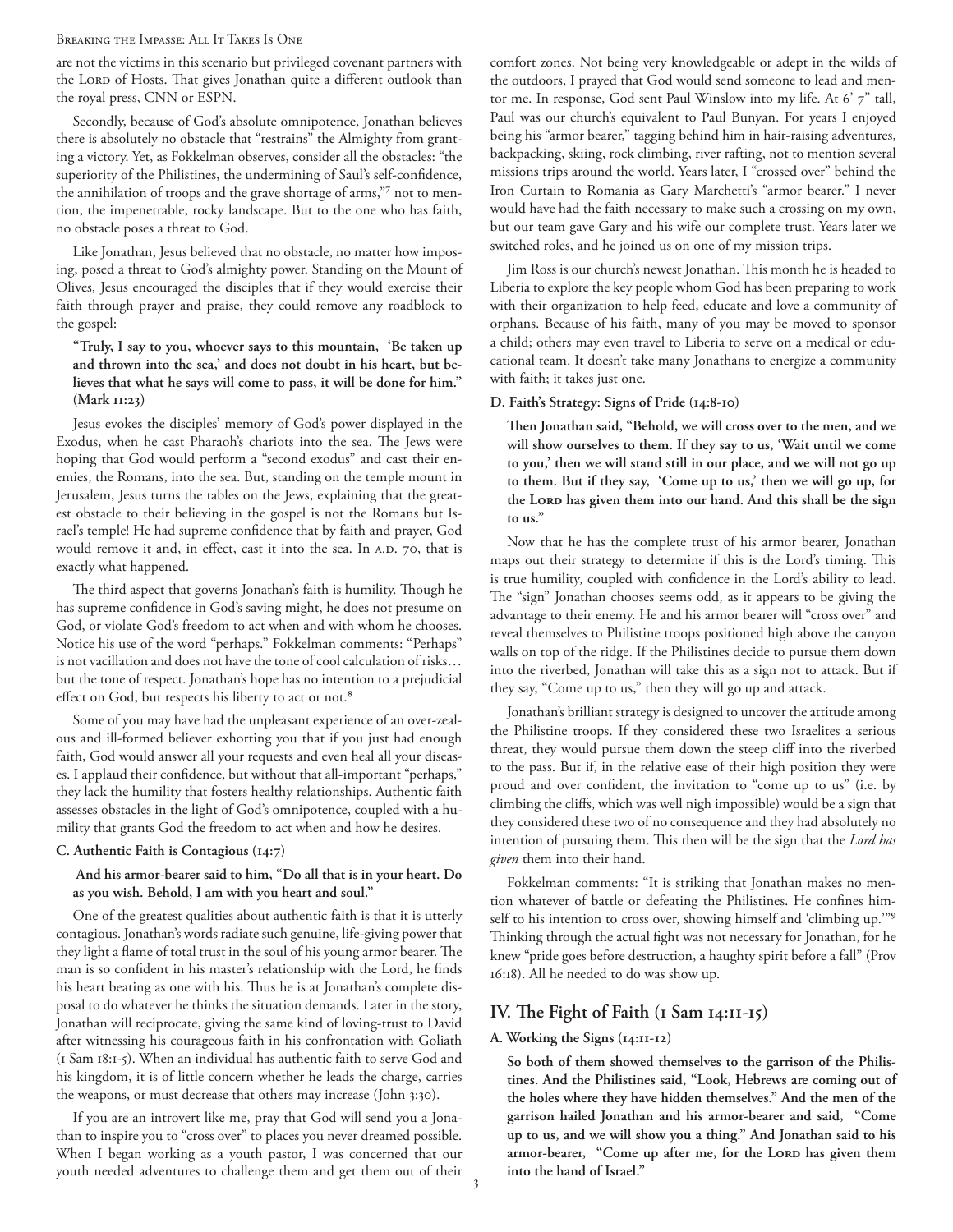are not the victims in this scenario but privileged covenant partners with the LORD of Hosts. That gives Jonathan quite a different outlook than the royal press, CNN or ESPN.

Secondly, because of God's absolute omnipotence, Jonathan believes there is absolutely no obstacle that "restrains" the Almighty from granting a victory. Yet, as Fokkelman observes, consider all the obstacles: "the superiority of the Philistines, the undermining of Saul's self-confidence, the annihilation of troops and the grave shortage of arms,"[7] not to mention, the impenetrable, rocky landscape. But to the one who has faith, no obstacle poses a threat to God.

Like Jonathan, Jesus believed that no obstacle, no matter how imposing, posed a threat to God's almighty power. Standing on the Mount of Olives, Jesus encouraged the disciples that if they would exercise their faith through prayer and praise, they could remove any roadblock to the gospel:

> **"Truly, I say to you, whoever says to this mountain, 'Be taken up and thrown into the sea,' and does not doubt in his heart, but believes that what he says will come to pass, it will be done for him." (Mark 11:23)**

Jesus evokes the disciples' memory of God's power displayed in the Exodus, when he cast Pharaoh's chariots into the sea. The Jews were hoping that God would perform a "second exodus" and cast their enemies, the Romans, into the sea. But, standing on the temple mount in Jerusalem, Jesus turns the tables on the Jews, explaining that the greatest obstacle to their believing in the gospel is not the Romans but Israel's temple! He had supreme confidence that by faith and prayer, God would remove it and, in effect, cast it into the sea. In A.D. 70, that is exactly what happened.

The third aspect that governs Jonathan's faith is humility. Though he has supreme confidence in God's saving might, he does not presume on God, or violate God's freedom to act when and with whom he chooses. Notice his use of the word "perhaps." Fokkelman comments: "Perhaps" is not vacillation and does not have the tone of cool calculation of risks… but the tone of respect. Jonathan's hope has no intention to a prejudicial effect on God, but respects his liberty to act or not.[8]

Some of you may have had the unpleasant experience of an over-zealous and ill-formed believer exhorting you that if you just had enough faith, God would answer all your requests and even heal all your diseases. I applaud their confidence, but without that all-important "perhaps," they lack the humility that fosters healthy relationships. Authentic faith assesses obstacles in the light of God's omnipotence, coupled with a humility that grants God the freedom to act when and how he desires.

#### C. Authentic Faith is Contagious (14:7)

> **And his armor-bearer said to him, "Do all that is in your heart. Do as you wish. Behold, I am with you heart and soul."**

One of the greatest qualities about authentic faith is that it is utterly contagious. Jonathan's words radiate such genuine, life-giving power that they light a flame of total trust in the soul of his young armor bearer. The man is so confident in his master's relationship with the Lord, he finds his heart beating as one with his. Thus he is at Jonathan's complete disposal to do whatever he thinks the situation demands. Later in the story, Jonathan will reciprocate, giving the same kind of loving-trust to David after witnessing his courageous faith in his confrontation with Goliath (1 Sam 18:1-5). When an individual has authentic faith to serve God and his kingdom, it is of little concern whether he leads the charge, carries the weapons, or must decrease that others may increase (John 3:30).

If you are an introvert like me, pray that God will send you a Jonathan to inspire you to "cross over" to places you never dreamed possible. When I began working as a youth pastor, I was concerned that our youth needed adventures to challenge them and get them out of their comfort zones. Not being very knowledgeable or adept in the wilds of the outdoors, I prayed that God would send someone to lead and mentor me. In response, God sent Paul Winslow into my life. At 6' 7" tall, Paul was our church's equivalent to Paul Bunyan. For years I enjoyed being his "armor bearer," tagging behind him in hair-raising adventures, backpacking, skiing, rock climbing, river rafting, not to mention several missions trips around the world. Years later, I "crossed over" behind the Iron Curtain to Romania as Gary Marchetti's "armor bearer." I never would have had the faith necessary to make such a crossing on my own, but our team gave Gary and his wife our complete trust. Years later we switched roles, and he joined us on one of my mission trips.

Jim Ross is our church's newest Jonathan. This month he is headed to Liberia to explore the key people whom God has been preparing to work with their organization to help feed, educate and love a community of orphans. Because of his faith, many of you may be moved to sponsor a child; others may even travel to Liberia to serve on a medical or educational team. It doesn't take many Jonathans to energize a community with faith; it takes just one.

#### D. Faith's Strategy: Signs of Pride (14:8-10)

> **Then Jonathan said, "Behold, we will cross over to the men, and we will show ourselves to them. If they say to us, 'Wait until we come to you,' then we will stand still in our place, and we will not go up to them. But if they say, 'Come up to us,' then we will go up, for the LORD has given them into our hand. And this shall be the sign to us."**

Now that he has the complete trust of his armor bearer, Jonathan maps out their strategy to determine if this is the Lord's timing. This is true humility, coupled with confidence in the Lord's ability to lead. The "sign" Jonathan chooses seems odd, as it appears to be giving the advantage to their enemy. He and his armor bearer will "cross over" and reveal themselves to Philistine troops positioned high above the canyon walls on top of the ridge. If the Philistines decide to pursue them down into the riverbed, Jonathan will take this as a sign not to attack. But if they say, "Come up to us," then they will go up and attack.

Jonathan's brilliant strategy is designed to uncover the attitude among the Philistine troops. If they considered these two Israelites a serious threat, they would pursue them down the steep cliff into the riverbed to the pass. But if, in the relative ease of their high position they were proud and over confident, the invitation to "come up to us" (i.e. by climbing the cliffs, which was well nigh impossible) would be a sign that they considered these two of no consequence and they had absolutely no intention of pursuing them. This then will be the sign that the *Lord has given* them into their hand.

Fokkelman comments: "It is striking that Jonathan makes no mention whatever of battle or defeating the Philistines. He confines himself to his intention to cross over, showing himself and 'climbing up.'"[9] Thinking through the actual fight was not necessary for Jonathan, for he knew "pride goes before destruction, a haughty spirit before a fall" (Prov 16:18). All he needed to do was show up.

## IV. The Fight of Faith (1 Sam 14:11-15)

#### A. Working the Signs (14:11-12)

> **So both of them showed themselves to the garrison of the Philistines. And the Philistines said, "Look, Hebrews are coming out of the holes where they have hidden themselves." And the men of the garrison hailed Jonathan and his armor-bearer and said, "Come up to us, and we will show you a thing." And Jonathan said to his armor-bearer, "Come up after me, for the LORD has given them into the hand of Israel."**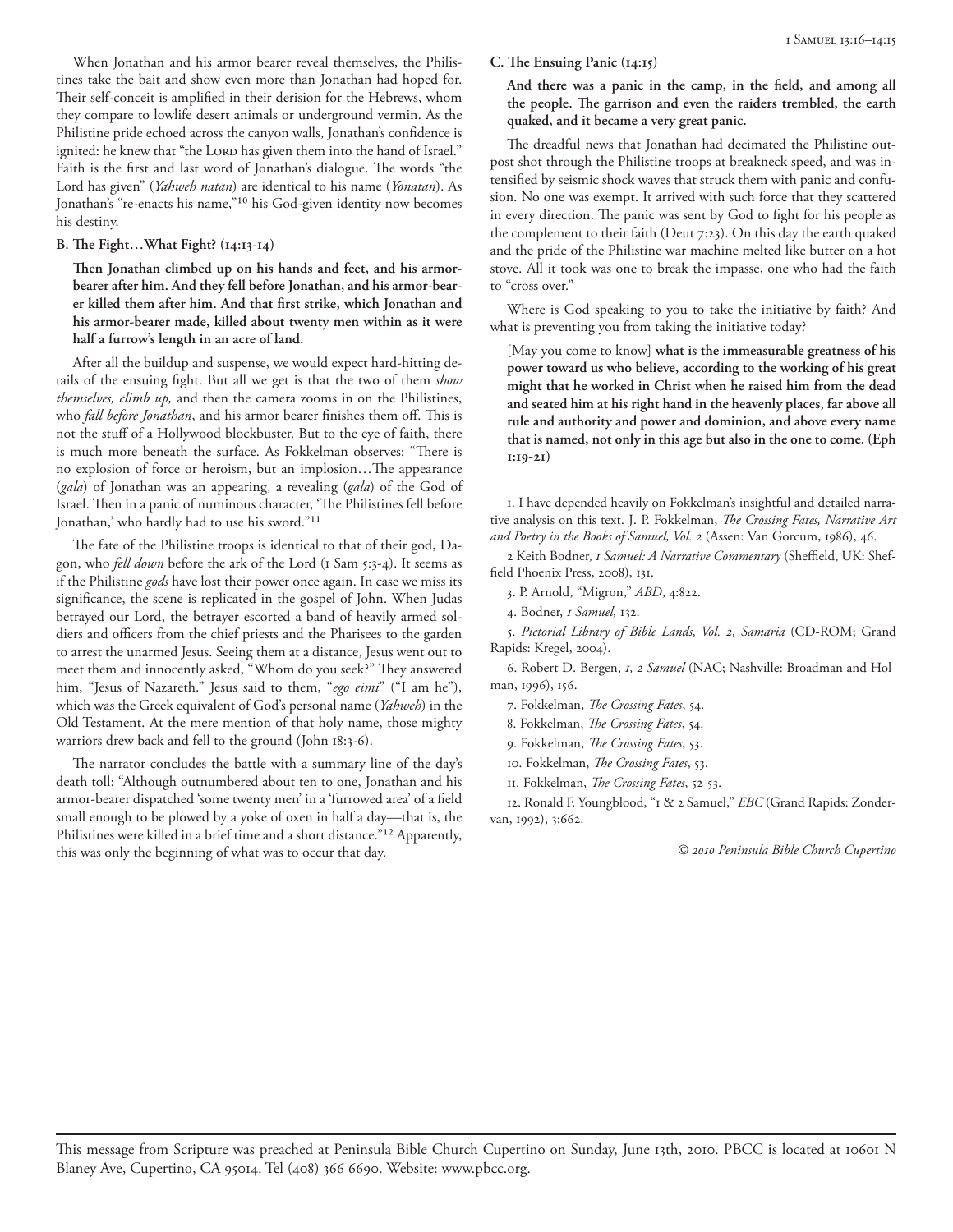When Jonathan and his armor bearer reveal themselves, the Philistines take the bait and show even more than Jonathan had hoped for. Their self-conceit is amplified in their derision for the Hebrews, whom they compare to lowlife desert animals or underground vermin. As the Philistine pride echoed across the canyon walls, Jonathan's confidence is ignited: he knew that "the LORD has given them into the hand of Israel." Faith is the first and last word of Jonathan's dialogue. The words "the Lord has given" (*Yahweh natan*) are identical to his name (*Yonatan*). As Jonathan's "re-enacts his name,"[10] his God-given identity now becomes his destiny.

**B. The Fight…What Fight? (14:13-14)**

**Then Jonathan climbed up on his hands and feet, and his armor-bearer after him. And they fell before Jonathan, and his armor-bearer killed them after him. And that first strike, which Jonathan and his armor-bearer made, killed about twenty men within as it were half a furrow's length in an acre of land.**

After all the buildup and suspense, we would expect hard-hitting details of the ensuing fight. But all we get is that the two of them *show themselves, climb up,* and then the camera zooms in on the Philistines, who *fall before Jonathan*, and his armor bearer finishes them off. This is not the stuff of a Hollywood blockbuster. But to the eye of faith, there is much more beneath the surface. As Fokkelman observes: "There is no explosion of force or heroism, but an implosion…The appearance (*gala*) of Jonathan was an appearing, a revealing (*gala*) of the God of Israel. Then in a panic of numinous character, 'The Philistines fell before Jonathan,' who hardly had to use his sword."[11]

The fate of the Philistine troops is identical to that of their god, Dagon, who *fell down* before the ark of the Lord (1 Sam 5:3-4). It seems as if the Philistine *gods* have lost their power once again. In case we miss its significance, the scene is replicated in the gospel of John. When Judas betrayed our Lord, the betrayer escorted a band of heavily armed soldiers and officers from the chief priests and the Pharisees to the garden to arrest the unarmed Jesus. Seeing them at a distance, Jesus went out to meet them and innocently asked, "Whom do you seek?" They answered him, "Jesus of Nazareth." Jesus said to them, "*ego eimi*" ("I am he"), which was the Greek equivalent of God's personal name (*Yahweh*) in the Old Testament. At the mere mention of that holy name, those mighty warriors drew back and fell to the ground (John 18:3-6).

The narrator concludes the battle with a summary line of the day's death toll: "Although outnumbered about ten to one, Jonathan and his armor-bearer dispatched 'some twenty men' in a 'furrowed area' of a field small enough to be plowed by a yoke of oxen in half a day—that is, the Philistines were killed in a brief time and a short distance."[12] Apparently, this was only the beginning of what was to occur that day.

**C. The Ensuing Panic (14:15)**

**And there was a panic in the camp, in the field, and among all the people. The garrison and even the raiders trembled, the earth quaked, and it became a very great panic.**

The dreadful news that Jonathan had decimated the Philistine outpost shot through the Philistine troops at breakneck speed, and was intensified by seismic shock waves that struck them with panic and confusion. No one was exempt. It arrived with such force that they scattered in every direction. The panic was sent by God to fight for his people as the complement to their faith (Deut 7:23). On this day the earth quaked and the pride of the Philistine war machine melted like butter on a hot stove. All it took was one to break the impasse, one who had the faith to "cross over."

Where is God speaking to you to take the initiative by faith? And what is preventing you from taking the initiative today?

[May you come to know] **what is the immeasurable greatness of his power toward us who believe, according to the working of his great might that he worked in Christ when he raised him from the dead and seated him at his right hand in the heavenly places, far above all rule and authority and power and dominion, and above every name that is named, not only in this age but also in the one to come. (Eph 1:19-21)**

1. I have depended heavily on Fokkelman's insightful and detailed narrative analysis on this text. J. P. Fokkelman, *The Crossing Fates, Narrative Art and Poetry in the Books of Samuel, Vol. 2* (Assen: Van Gorcum, 1986), 46.

2 Keith Bodner, *1 Samuel: A Narrative Commentary* (Sheffield, UK: Sheffield Phoenix Press, 2008), 131.

3. P. Arnold, "Migron," *ABD*, 4:822.

4. Bodner, *1 Samuel,* 132.

5. *Pictorial Library of Bible Lands, Vol. 2, Samaria* (CD-ROM; Grand Rapids: Kregel, 2004).

6. Robert D. Bergen, *1, 2 Samuel* (NAC; Nashville: Broadman and Holman, 1996), 156.

7. Fokkelman, *The Crossing Fates*, 54.

8. Fokkelman, *The Crossing Fates*, 54.

9. Fokkelman, *The Crossing Fates*, 53.

10. Fokkelman, *The Crossing Fates*, 53.

11. Fokkelman, *The Crossing Fates*, 52-53.

12. Ronald F. Youngblood, "1 & 2 Samuel," *EBC* (Grand Rapids: Zondervan, 1992), 3:662.

*© 2010 Peninsula Bible Church Cupertino*

This message from Scripture was preached at Peninsula Bible Church Cupertino on Sunday, June 13th, 2010. PBCC is located at 10601 N Blaney Ave, Cupertino, CA 95014. Tel (408) 366 6690. Website: www.pbcc.org.